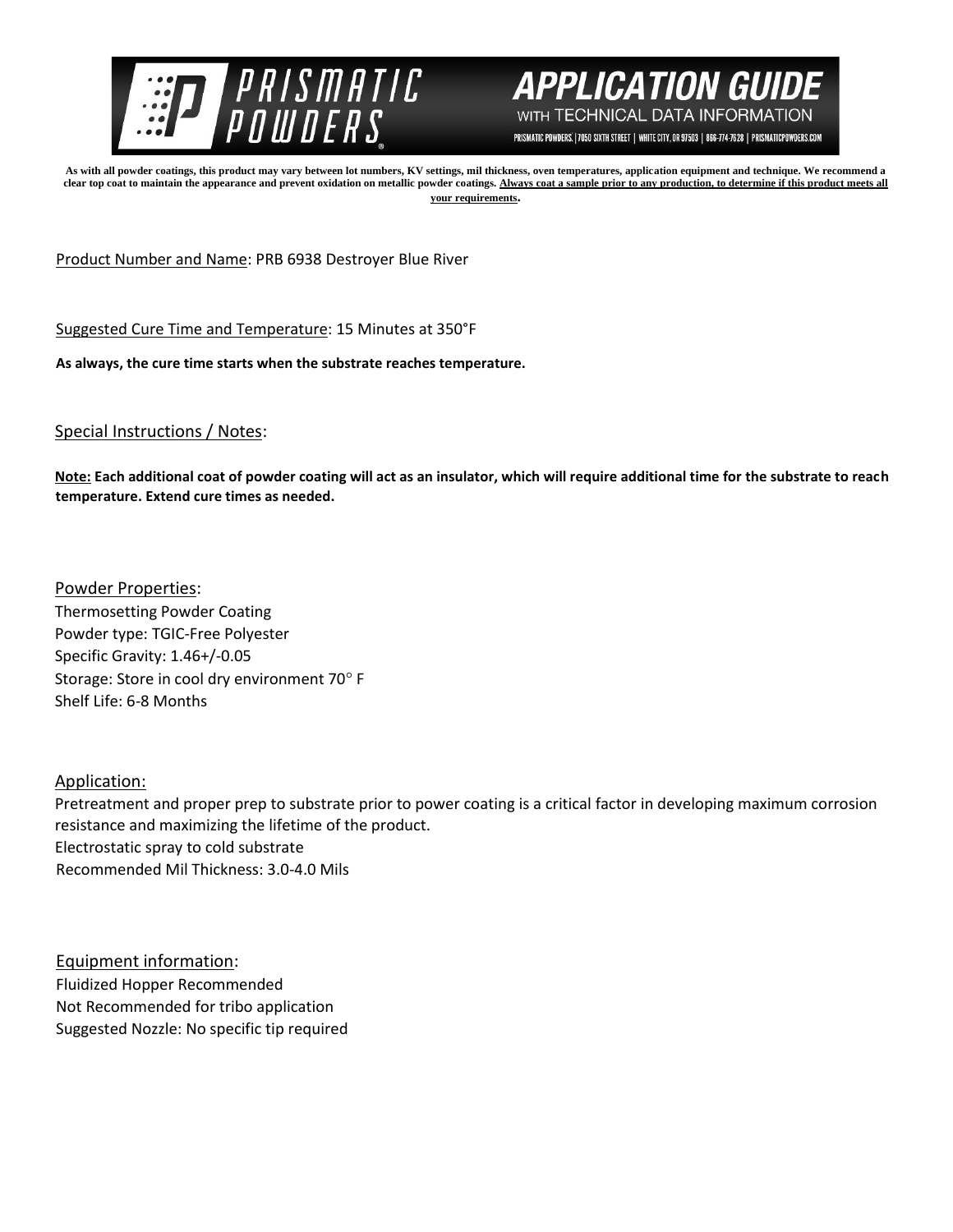# PRISMATIC POWDERS

## APPLICATION GUIDE

WITH TECHNICAL DATA INFORMATION

PRISMATIC POWDERS. | 7050 SIXTH STREET | WHITE CITY, OR 97503 | 866-774-7628 | PRISMATICPOWDERS.COM

**As with all powder coatings, this product may vary between lot numbers, KV settings, mil thickness, oven temperatures, application equipment and technique. We recommend a clear top coat to maintain the appearance and prevent oxidation on metallic powder coatings. Always coat a sample prior to any production, to determine if this product meets all your requirements.**

Product Number and Name: PRB 6938 Destroyer Blue River

Suggested Cure Time and Temperature: 15 Minutes at 350°F

**As always, the cure time starts when the substrate reaches temperature.**

Special Instructions / Notes:

**Note: Each additional coat of powder coating will act as an insulator, which will require additional time for the substrate to reach temperature. Extend cure times as needed.**

Powder Properties:

Thermosetting Powder Coating
Powder type: TGIC-Free Polyester
Specific Gravity: 1.46+/-0.05
Storage: Store in cool dry environment 70° F
Shelf Life: 6-8 Months

Application:

Pretreatment and proper prep to substrate prior to power coating is a critical factor in developing maximum corrosion resistance and maximizing the lifetime of the product.
Electrostatic spray to cold substrate
Recommended Mil Thickness: 3.0-4.0 Mils

Equipment information:

Fluidized Hopper Recommended
Not Recommended for tribo application
Suggested Nozzle: No specific tip required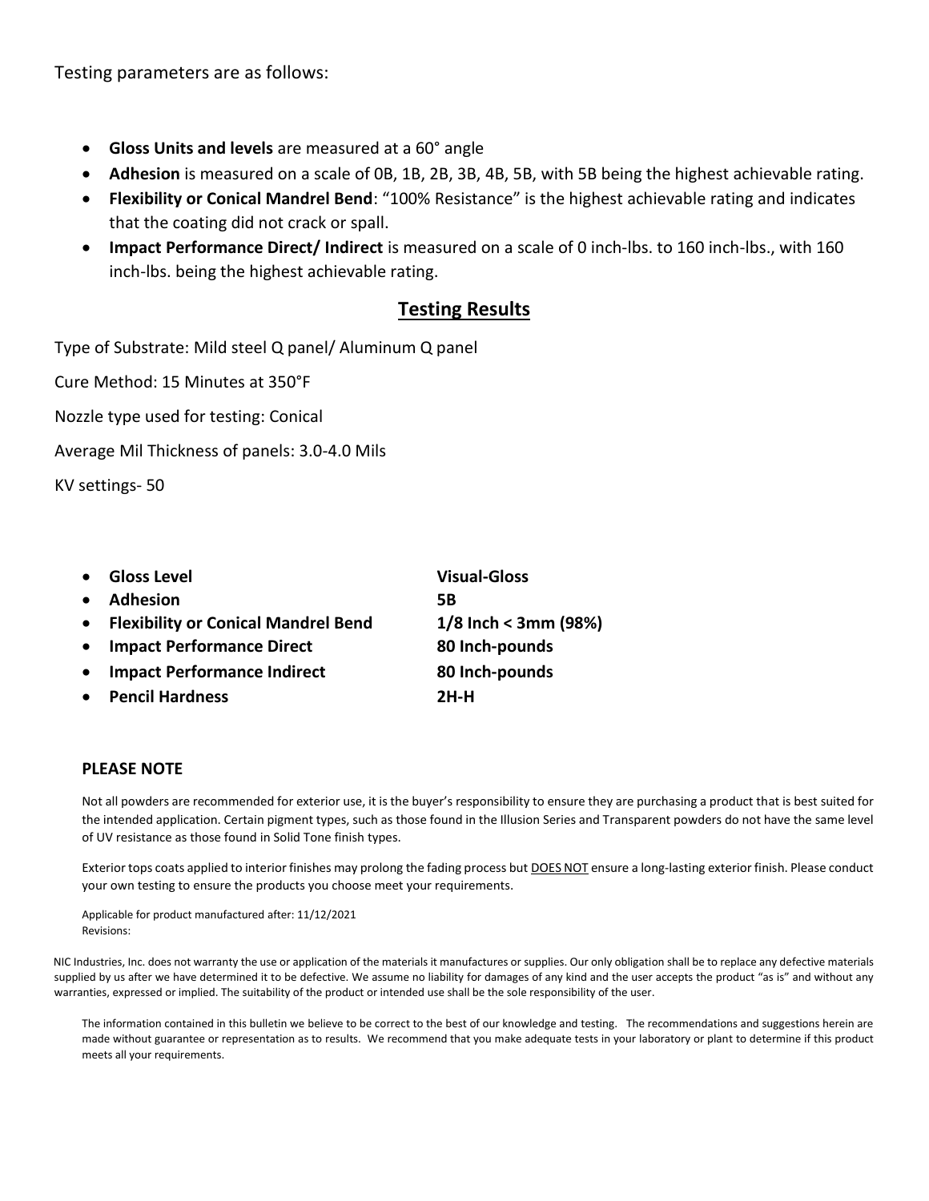Testing parameters are as follows:

- **Gloss Units and levels** are measured at a 60° angle
- **Adhesion** is measured on a scale of 0B, 1B, 2B, 3B, 4B, 5B, with 5B being the highest achievable rating.
- **Flexibility or Conical Mandrel Bend**: "100% Resistance" is the highest achievable rating and indicates that the coating did not crack or spall.
- **Impact Performance Direct/ Indirect** is measured on a scale of 0 inch-lbs. to 160 inch-lbs., with 160 inch-lbs. being the highest achievable rating.

## Testing Results

Type of Substrate: Mild steel Q panel/ Aluminum Q panel

Cure Method: 15 Minutes at 350°F

Nozzle type used for testing: Conical

Average Mil Thickness of panels: 3.0-4.0 Mils

KV settings- 50

| | |
|---|---|
| **Gloss Level** | **Visual-Gloss** |
| **Adhesion** | **5B** |
| **Flexibility or Conical Mandrel Bend** | **1/8 Inch < 3mm (98%)** |
| **Impact Performance Direct** | **80 Inch-pounds** |
| **Impact Performance Indirect** | **80 Inch-pounds** |
| **Pencil Hardness** | **2H-H** |

### PLEASE NOTE

Not all powders are recommended for exterior use, it is the buyer's responsibility to ensure they are purchasing a product that is best suited for the intended application. Certain pigment types, such as those found in the Illusion Series and Transparent powders do not have the same level of UV resistance as those found in Solid Tone finish types.

Exterior tops coats applied to interior finishes may prolong the fading process but DOES NOT ensure a long-lasting exterior finish. Please conduct your own testing to ensure the products you choose meet your requirements.

Applicable for product manufactured after: 11/12/2021
Revisions:

NIC Industries, Inc. does not warranty the use or application of the materials it manufactures or supplies. Our only obligation shall be to replace any defective materials supplied by us after we have determined it to be defective. We assume no liability for damages of any kind and the user accepts the product "as is" and without any warranties, expressed or implied. The suitability of the product or intended use shall be the sole responsibility of the user.

The information contained in this bulletin we believe to be correct to the best of our knowledge and testing. The recommendations and suggestions herein are made without guarantee or representation as to results. We recommend that you make adequate tests in your laboratory or plant to determine if this product meets all your requirements.